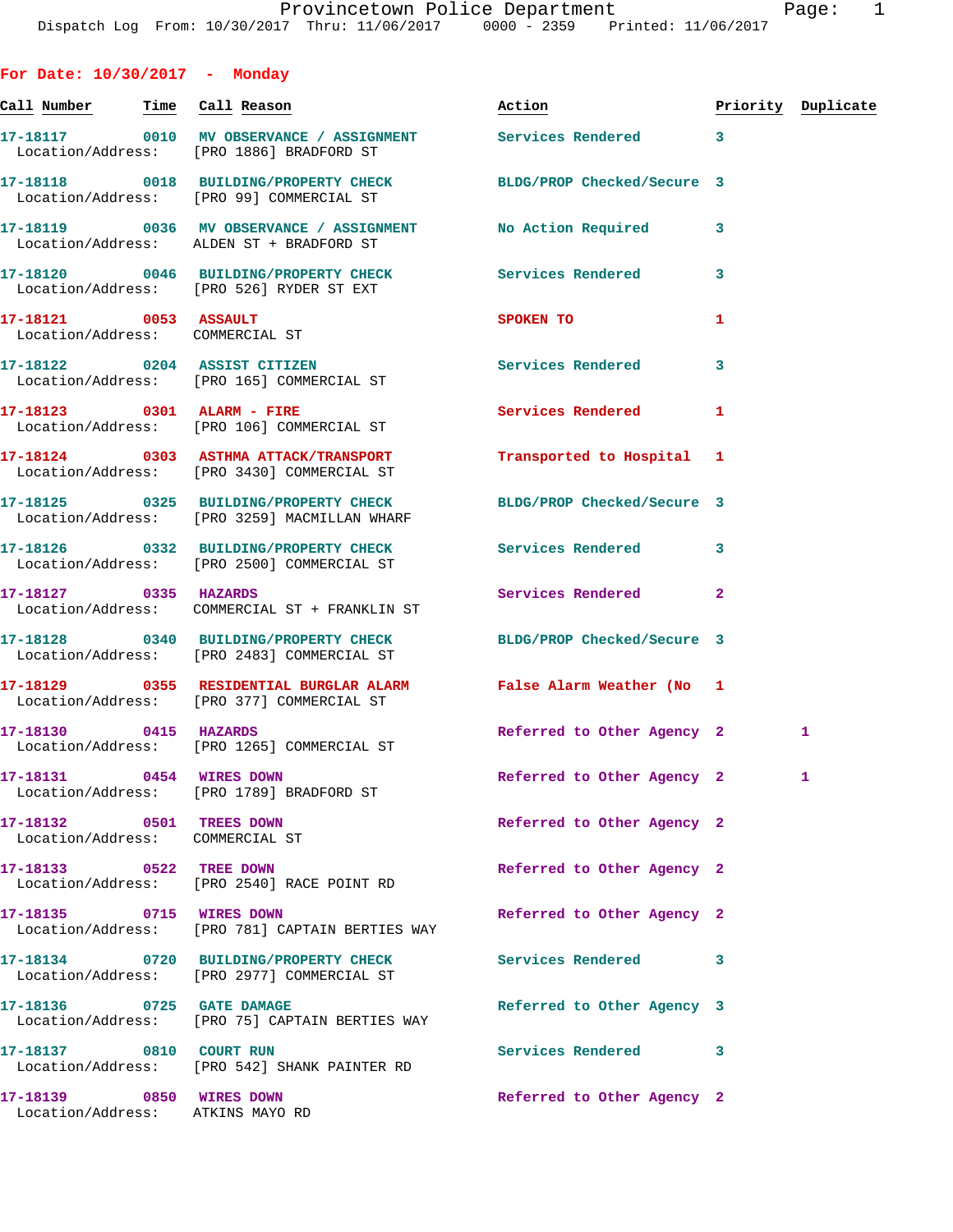Provincetown Police Department

Dispatch Log From: 10/30/2017 Thru: 11/06/2017 0000 - 2359 Printed: 11/06/2017

## For Date: 10/30/2017 - Monday

| Call Number | Time | Call Reason | Action | Priority | Duplicate |
|---|---|---|---|---|---|
| 17-18117 | 0010 | MV OBSERVANCE / ASSIGNMENT | Services Rendered | 3 | |
| Location/Address: | | [PRO 1886] BRADFORD ST | | | |
| 17-18118 | 0018 | BUILDING/PROPERTY CHECK | BLDG/PROP Checked/Secure | 3 | |
| Location/Address: | | [PRO 99] COMMERCIAL ST | | | |
| 17-18119 | 0036 | MV OBSERVANCE / ASSIGNMENT | No Action Required | 3 | |
| Location/Address: | | ALDEN ST + BRADFORD ST | | | |
| 17-18120 | 0046 | BUILDING/PROPERTY CHECK | Services Rendered | 3 | |
| Location/Address: | | [PRO 526] RYDER ST EXT | | | |
| 17-18121 | 0053 | ASSAULT | SPOKEN TO | 1 | |
| Location/Address: | | COMMERCIAL ST | | | |
| 17-18122 | 0204 | ASSIST CITIZEN | Services Rendered | 3 | |
| Location/Address: | | [PRO 165] COMMERCIAL ST | | | |
| 17-18123 | 0301 | ALARM - FIRE | Services Rendered | 1 | |
| Location/Address: | | [PRO 106] COMMERCIAL ST | | | |
| 17-18124 | 0303 | ASTHMA ATTACK/TRANSPORT | Transported to Hospital | 1 | |
| Location/Address: | | [PRO 3430] COMMERCIAL ST | | | |
| 17-18125 | 0325 | BUILDING/PROPERTY CHECK | BLDG/PROP Checked/Secure | 3 | |
| Location/Address: | | [PRO 3259] MACMILLAN WHARF | | | |
| 17-18126 | 0332 | BUILDING/PROPERTY CHECK | Services Rendered | 3 | |
| Location/Address: | | [PRO 2500] COMMERCIAL ST | | | |
| 17-18127 | 0335 | HAZARDS | Services Rendered | 2 | |
| Location/Address: | | COMMERCIAL ST + FRANKLIN ST | | | |
| 17-18128 | 0340 | BUILDING/PROPERTY CHECK | BLDG/PROP Checked/Secure | 3 | |
| Location/Address: | | [PRO 2483] COMMERCIAL ST | | | |
| 17-18129 | 0355 | RESIDENTIAL BURGLAR ALARM | False Alarm Weather (No | 1 | |
| Location/Address: | | [PRO 377] COMMERCIAL ST | | | |
| 17-18130 | 0415 | HAZARDS | Referred to Other Agency | 2 | 1 |
| Location/Address: | | [PRO 1265] COMMERCIAL ST | | | |
| 17-18131 | 0454 | WIRES DOWN | Referred to Other Agency | 2 | 1 |
| Location/Address: | | [PRO 1789] BRADFORD ST | | | |
| 17-18132 | 0501 | TREES DOWN | Referred to Other Agency | 2 | |
| Location/Address: | | COMMERCIAL ST | | | |
| 17-18133 | 0522 | TREE DOWN | Referred to Other Agency | 2 | |
| Location/Address: | | [PRO 2540] RACE POINT RD | | | |
| 17-18135 | 0715 | WIRES DOWN | Referred to Other Agency | 2 | |
| Location/Address: | | [PRO 781] CAPTAIN BERTIES WAY | | | |
| 17-18134 | 0720 | BUILDING/PROPERTY CHECK | Services Rendered | 3 | |
| Location/Address: | | [PRO 2977] COMMERCIAL ST | | | |
| 17-18136 | 0725 | GATE DAMAGE | Referred to Other Agency | 3 | |
| Location/Address: | | [PRO 75] CAPTAIN BERTIES WAY | | | |
| 17-18137 | 0810 | COURT RUN | Services Rendered | 3 | |
| Location/Address: | | [PRO 542] SHANK PAINTER RD | | | |
| 17-18139 | 0850 | WIRES DOWN | Referred to Other Agency | 2 | |
| Location/Address: | | ATKINS MAYO RD | | | |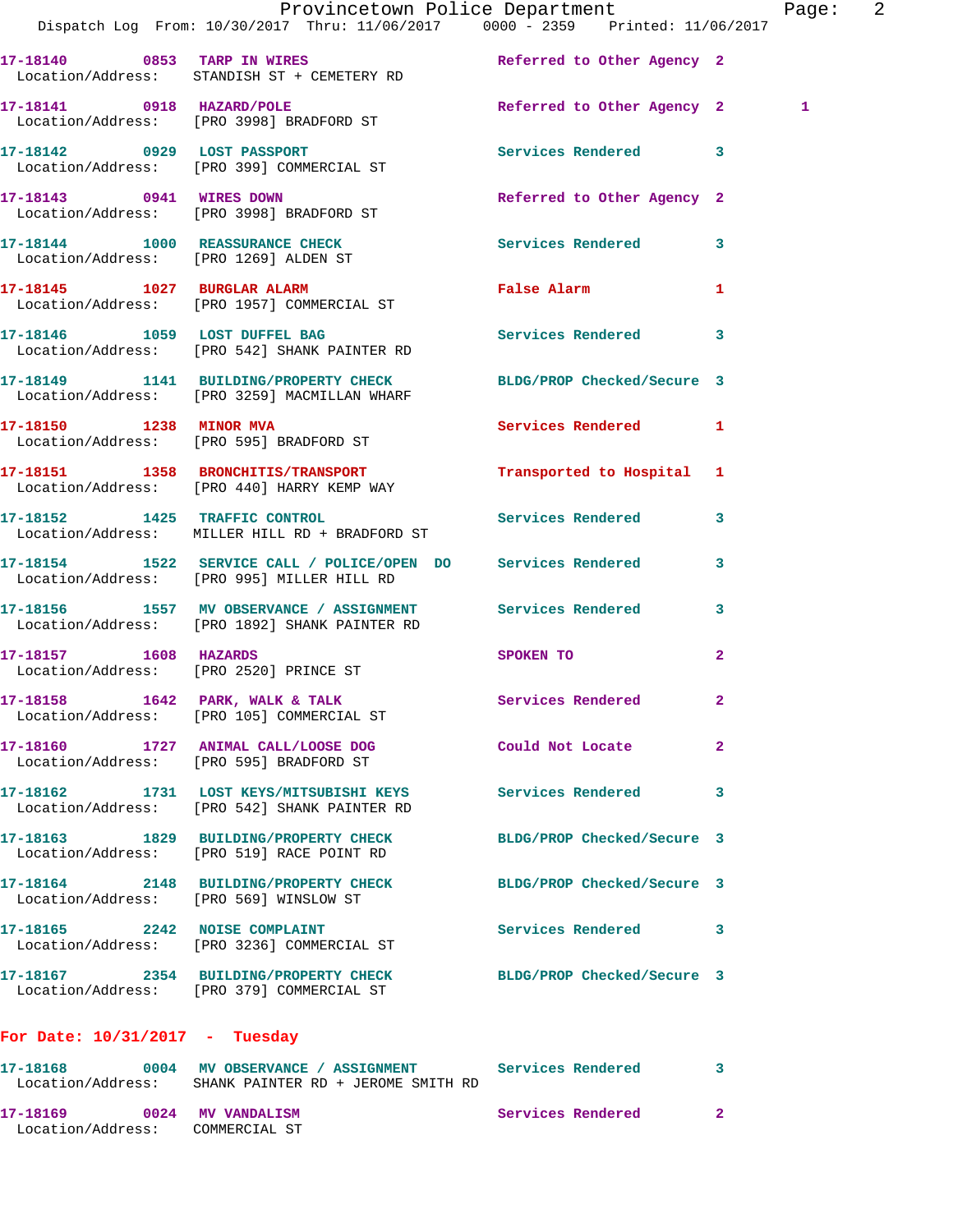17-18140 0853 TARP IN WIRES Referred to Other Agency 2
Location/Address: STANDISH ST + CEMETERY RD

17-18141 0918 HAZARD/POLE Referred to Other Agency 2 1
Location/Address: [PRO 3998] BRADFORD ST

17-18142 0929 LOST PASSPORT Services Rendered 3
Location/Address: [PRO 399] COMMERCIAL ST

17-18143 0941 WIRES DOWN Referred to Other Agency 2
Location/Address: [PRO 3998] BRADFORD ST

17-18144 1000 REASSURANCE CHECK Services Rendered 3
Location/Address: [PRO 1269] ALDEN ST

17-18145 1027 BURGLAR ALARM False Alarm 1
Location/Address: [PRO 1957] COMMERCIAL ST

17-18146 1059 LOST DUFFEL BAG Services Rendered 3
Location/Address: [PRO 542] SHANK PAINTER RD

17-18149 1141 BUILDING/PROPERTY CHECK BLDG/PROP Checked/Secure 3
Location/Address: [PRO 3259] MACMILLAN WHARF

17-18150 1238 MINOR MVA Services Rendered 1
Location/Address: [PRO 595] BRADFORD ST

17-18151 1358 BRONCHITIS/TRANSPORT Transported to Hospital 1
Location/Address: [PRO 440] HARRY KEMP WAY

17-18152 1425 TRAFFIC CONTROL Services Rendered 3
Location/Address: MILLER HILL RD + BRADFORD ST

17-18154 1522 SERVICE CALL / POLICE/OPEN DO Services Rendered 3
Location/Address: [PRO 995] MILLER HILL RD

17-18156 1557 MV OBSERVANCE / ASSIGNMENT Services Rendered 3
Location/Address: [PRO 1892] SHANK PAINTER RD

17-18157 1608 HAZARDS SPOKEN TO 2
Location/Address: [PRO 2520] PRINCE ST

17-18158 1642 PARK, WALK & TALK Services Rendered 2
Location/Address: [PRO 105] COMMERCIAL ST

17-18160 1727 ANIMAL CALL/LOOSE DOG Could Not Locate 2
Location/Address: [PRO 595] BRADFORD ST

17-18162 1731 LOST KEYS/MITSUBISHI KEYS Services Rendered 3
Location/Address: [PRO 542] SHANK PAINTER RD

17-18163 1829 BUILDING/PROPERTY CHECK BLDG/PROP Checked/Secure 3
Location/Address: [PRO 519] RACE POINT RD

17-18164 2148 BUILDING/PROPERTY CHECK BLDG/PROP Checked/Secure 3
Location/Address: [PRO 569] WINSLOW ST

17-18165 2242 NOISE COMPLAINT Services Rendered 3
Location/Address: [PRO 3236] COMMERCIAL ST

17-18167 2354 BUILDING/PROPERTY CHECK BLDG/PROP Checked/Secure 3
Location/Address: [PRO 379] COMMERCIAL ST

## For Date: 10/31/2017 - Tuesday

17-18168 0004 MV OBSERVANCE / ASSIGNMENT Services Rendered 3
Location/Address: SHANK PAINTER RD + JEROME SMITH RD

17-18169 0024 MV VANDALISM Services Rendered 2
Location/Address: COMMERCIAL ST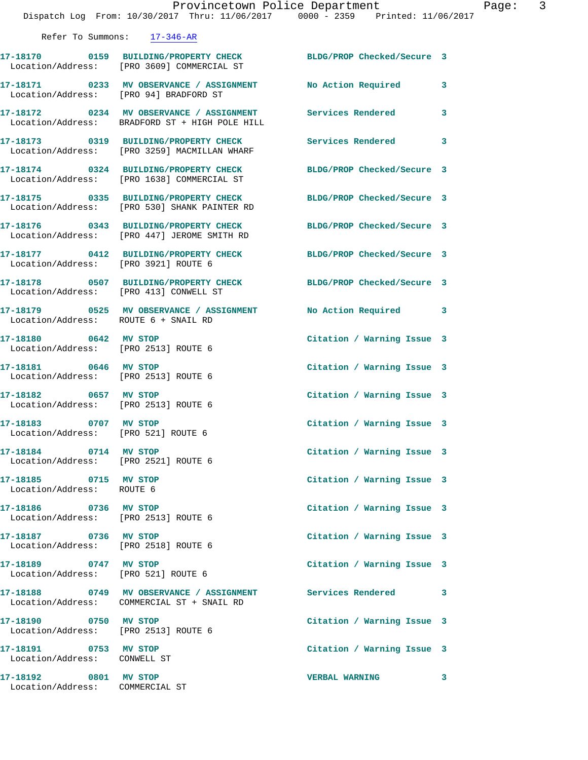Refer To Summons: 17-346-AR

| Call # | Time | Call Reason | Action | Priority |
|---|---|---|---|---|
| 17-18170 | 0159 | BUILDING/PROPERTY CHECK | BLDG/PROP Checked/Secure | 3 |
| Location/Address: | | [PRO 3609] COMMERCIAL ST | | |
| 17-18171 | 0233 | MV OBSERVANCE / ASSIGNMENT | No Action Required | 3 |
| Location/Address: | | [PRO 94] BRADFORD ST | | |
| 17-18172 | 0234 | MV OBSERVANCE / ASSIGNMENT | Services Rendered | 3 |
| Location/Address: | | BRADFORD ST + HIGH POLE HILL | | |
| 17-18173 | 0319 | BUILDING/PROPERTY CHECK | Services Rendered | 3 |
| Location/Address: | | [PRO 3259] MACMILLAN WHARF | | |
| 17-18174 | 0324 | BUILDING/PROPERTY CHECK | BLDG/PROP Checked/Secure | 3 |
| Location/Address: | | [PRO 1638] COMMERCIAL ST | | |
| 17-18175 | 0335 | BUILDING/PROPERTY CHECK | BLDG/PROP Checked/Secure | 3 |
| Location/Address: | | [PRO 530] SHANK PAINTER RD | | |
| 17-18176 | 0343 | BUILDING/PROPERTY CHECK | BLDG/PROP Checked/Secure | 3 |
| Location/Address: | | [PRO 447] JEROME SMITH RD | | |
| 17-18177 | 0412 | BUILDING/PROPERTY CHECK | BLDG/PROP Checked/Secure | 3 |
| Location/Address: | | [PRO 3921] ROUTE 6 | | |
| 17-18178 | 0507 | BUILDING/PROPERTY CHECK | BLDG/PROP Checked/Secure | 3 |
| Location/Address: | | [PRO 413] CONWELL ST | | |
| 17-18179 | 0525 | MV OBSERVANCE / ASSIGNMENT | No Action Required | 3 |
| Location/Address: | | ROUTE 6 + SNAIL RD | | |
| 17-18180 | 0642 | MV STOP | Citation / Warning Issue | 3 |
| Location/Address: | | [PRO 2513] ROUTE 6 | | |
| 17-18181 | 0646 | MV STOP | Citation / Warning Issue | 3 |
| Location/Address: | | [PRO 2513] ROUTE 6 | | |
| 17-18182 | 0657 | MV STOP | Citation / Warning Issue | 3 |
| Location/Address: | | [PRO 2513] ROUTE 6 | | |
| 17-18183 | 0707 | MV STOP | Citation / Warning Issue | 3 |
| Location/Address: | | [PRO 521] ROUTE 6 | | |
| 17-18184 | 0714 | MV STOP | Citation / Warning Issue | 3 |
| Location/Address: | | [PRO 2521] ROUTE 6 | | |
| 17-18185 | 0715 | MV STOP | Citation / Warning Issue | 3 |
| Location/Address: | | ROUTE 6 | | |
| 17-18186 | 0736 | MV STOP | Citation / Warning Issue | 3 |
| Location/Address: | | [PRO 2513] ROUTE 6 | | |
| 17-18187 | 0736 | MV STOP | Citation / Warning Issue | 3 |
| Location/Address: | | [PRO 2518] ROUTE 6 | | |
| 17-18189 | 0747 | MV STOP | Citation / Warning Issue | 3 |
| Location/Address: | | [PRO 521] ROUTE 6 | | |
| 17-18188 | 0749 | MV OBSERVANCE / ASSIGNMENT | Services Rendered | 3 |
| Location/Address: | | COMMERCIAL ST + SNAIL RD | | |
| 17-18190 | 0750 | MV STOP | Citation / Warning Issue | 3 |
| Location/Address: | | [PRO 2513] ROUTE 6 | | |
| 17-18191 | 0753 | MV STOP | Citation / Warning Issue | 3 |
| Location/Address: | | CONWELL ST | | |
| 17-18192 | 0801 | MV STOP | VERBAL WARNING | 3 |
| Location/Address: | | COMMERCIAL ST | | |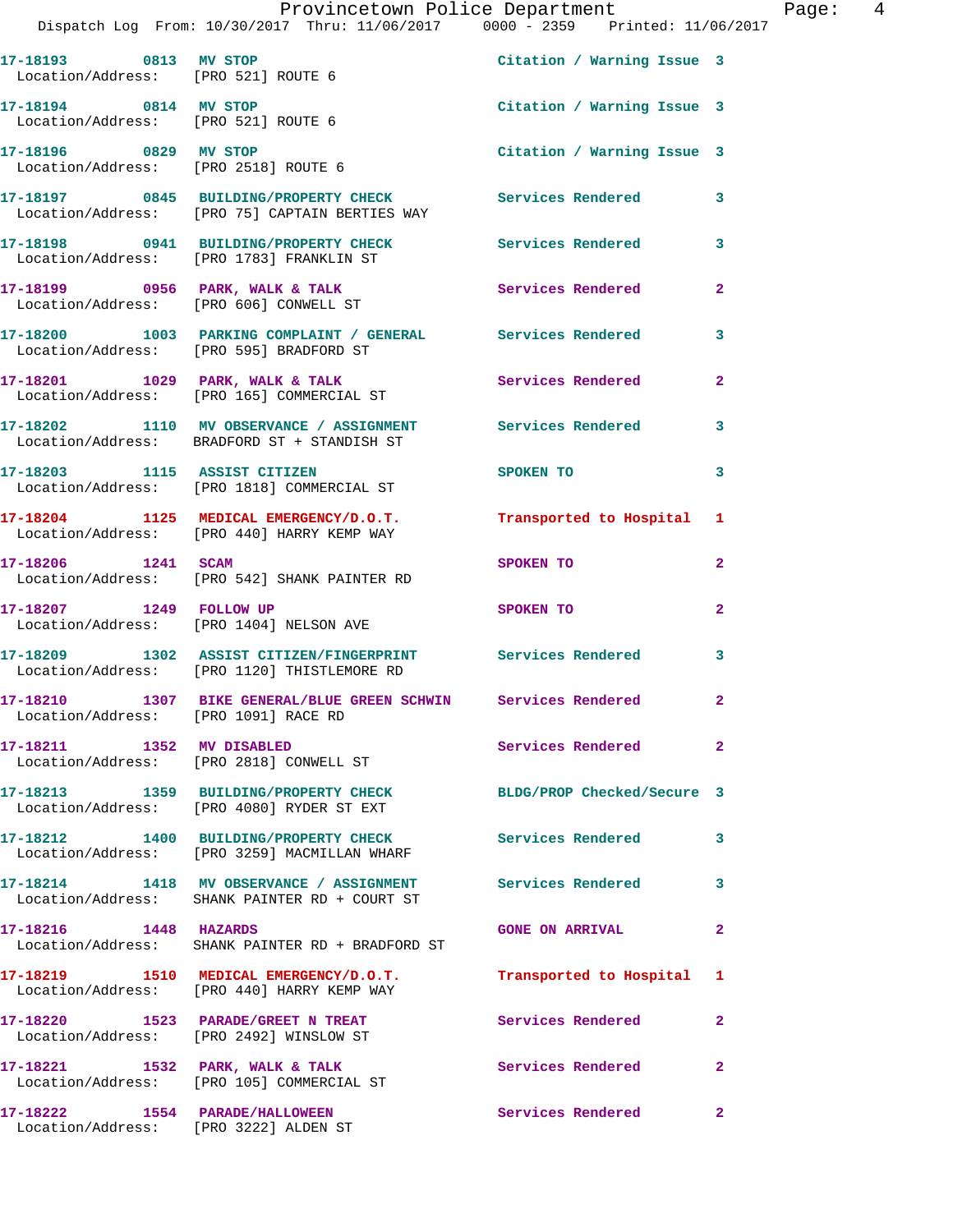17-18193 0813 MV STOP Citation / Warning Issue 3
Location/Address: [PRO 521] ROUTE 6

17-18194 0814 MV STOP Citation / Warning Issue 3
Location/Address: [PRO 521] ROUTE 6

17-18196 0829 MV STOP Citation / Warning Issue 3
Location/Address: [PRO 2518] ROUTE 6

17-18197 0845 BUILDING/PROPERTY CHECK Services Rendered 3
Location/Address: [PRO 75] CAPTAIN BERTIES WAY

17-18198 0941 BUILDING/PROPERTY CHECK Services Rendered 3
Location/Address: [PRO 1783] FRANKLIN ST

17-18199 0956 PARK, WALK & TALK Services Rendered 2
Location/Address: [PRO 606] CONWELL ST

17-18200 1003 PARKING COMPLAINT / GENERAL Services Rendered 3
Location/Address: [PRO 595] BRADFORD ST

17-18201 1029 PARK, WALK & TALK Services Rendered 2
Location/Address: [PRO 165] COMMERCIAL ST

17-18202 1110 MV OBSERVANCE / ASSIGNMENT Services Rendered 3
Location/Address: BRADFORD ST + STANDISH ST

17-18203 1115 ASSIST CITIZEN SPOKEN TO 3
Location/Address: [PRO 1818] COMMERCIAL ST

17-18204 1125 MEDICAL EMERGENCY/D.O.T. Transported to Hospital 1
Location/Address: [PRO 440] HARRY KEMP WAY

17-18206 1241 SCAM SPOKEN TO 2
Location/Address: [PRO 542] SHANK PAINTER RD

17-18207 1249 FOLLOW UP SPOKEN TO 2
Location/Address: [PRO 1404] NELSON AVE

17-18209 1302 ASSIST CITIZEN/FINGERPRINT Services Rendered 3
Location/Address: [PRO 1120] THISTLEMORE RD

17-18210 1307 BIKE GENERAL/BLUE GREEN SCHWIN Services Rendered 2
Location/Address: [PRO 1091] RACE RD

17-18211 1352 MV DISABLED Services Rendered 2
Location/Address: [PRO 2818] CONWELL ST

17-18213 1359 BUILDING/PROPERTY CHECK BLDG/PROP Checked/Secure 3
Location/Address: [PRO 4080] RYDER ST EXT

17-18212 1400 BUILDING/PROPERTY CHECK Services Rendered 3
Location/Address: [PRO 3259] MACMILLAN WHARF

17-18214 1418 MV OBSERVANCE / ASSIGNMENT Services Rendered 3
Location/Address: SHANK PAINTER RD + COURT ST

17-18216 1448 HAZARDS GONE ON ARRIVAL 2
Location/Address: SHANK PAINTER RD + BRADFORD ST

17-18219 1510 MEDICAL EMERGENCY/D.O.T. Transported to Hospital 1
Location/Address: [PRO 440] HARRY KEMP WAY

17-18220 1523 PARADE/GREET N TREAT Services Rendered 2
Location/Address: [PRO 2492] WINSLOW ST

17-18221 1532 PARK, WALK & TALK Services Rendered 2
Location/Address: [PRO 105] COMMERCIAL ST

17-18222 1554 PARADE/HALLOWEEN Services Rendered 2
Location/Address: [PRO 3222] ALDEN ST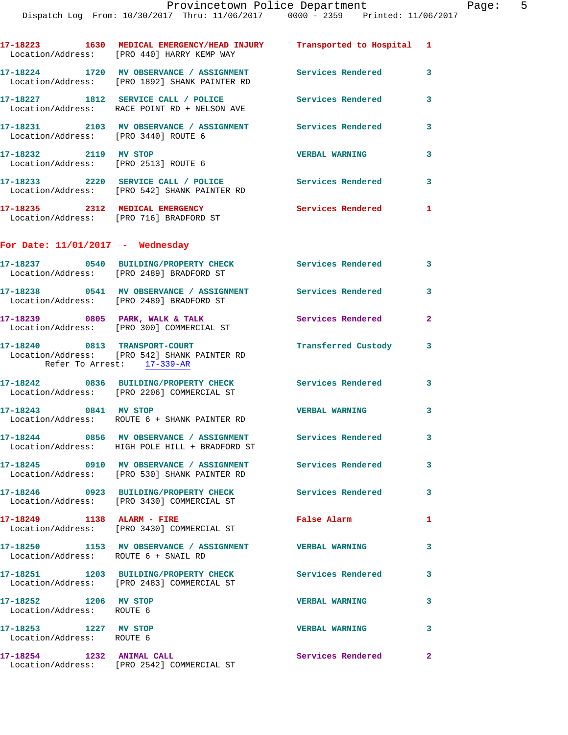17-18223 1630 MEDICAL EMERGENCY/HEAD INJURY Transported to Hospital 1
Location/Address: [PRO 440] HARRY KEMP WAY

17-18224 1720 MV OBSERVANCE / ASSIGNMENT Services Rendered 3
Location/Address: [PRO 1892] SHANK PAINTER RD

17-18227 1812 SERVICE CALL / POLICE Services Rendered 3
Location/Address: RACE POINT RD + NELSON AVE

17-18231 2103 MV OBSERVANCE / ASSIGNMENT Services Rendered 3
Location/Address: [PRO 3440] ROUTE 6

17-18232 2119 MV STOP VERBAL WARNING 3
Location/Address: [PRO 2513] ROUTE 6

17-18233 2220 SERVICE CALL / POLICE Services Rendered 3
Location/Address: [PRO 542] SHANK PAINTER RD

17-18235 2312 MEDICAL EMERGENCY Services Rendered 1
Location/Address: [PRO 716] BRADFORD ST

## For Date: 11/01/2017 - Wednesday

17-18237 0540 BUILDING/PROPERTY CHECK Services Rendered 3
Location/Address: [PRO 2489] BRADFORD ST

17-18238 0541 MV OBSERVANCE / ASSIGNMENT Services Rendered 3
Location/Address: [PRO 2489] BRADFORD ST

17-18239 0805 PARK, WALK & TALK Services Rendered 2
Location/Address: [PRO 300] COMMERCIAL ST

17-18240 0813 TRANSPORT-COURT Transferred Custody 3
Location/Address: [PRO 542] SHANK PAINTER RD
Refer To Arrest: 17-339-AR

17-18242 0836 BUILDING/PROPERTY CHECK Services Rendered 3
Location/Address: [PRO 2206] COMMERCIAL ST

17-18243 0841 MV STOP VERBAL WARNING 3
Location/Address: ROUTE 6 + SHANK PAINTER RD

17-18244 0856 MV OBSERVANCE / ASSIGNMENT Services Rendered 3
Location/Address: HIGH POLE HILL + BRADFORD ST

17-18245 0910 MV OBSERVANCE / ASSIGNMENT Services Rendered 3
Location/Address: [PRO 530] SHANK PAINTER RD

17-18246 0923 BUILDING/PROPERTY CHECK Services Rendered 3
Location/Address: [PRO 3430] COMMERCIAL ST

17-18249 1138 ALARM - FIRE False Alarm 1
Location/Address: [PRO 3430] COMMERCIAL ST

17-18250 1153 MV OBSERVANCE / ASSIGNMENT VERBAL WARNING 3
Location/Address: ROUTE 6 + SNAIL RD

17-18251 1203 BUILDING/PROPERTY CHECK Services Rendered 3
Location/Address: [PRO 2483] COMMERCIAL ST

17-18252 1206 MV STOP VERBAL WARNING 3
Location/Address: ROUTE 6

17-18253 1227 MV STOP VERBAL WARNING 3
Location/Address: ROUTE 6

17-18254 1232 ANIMAL CALL Services Rendered 2
Location/Address: [PRO 2542] COMMERCIAL ST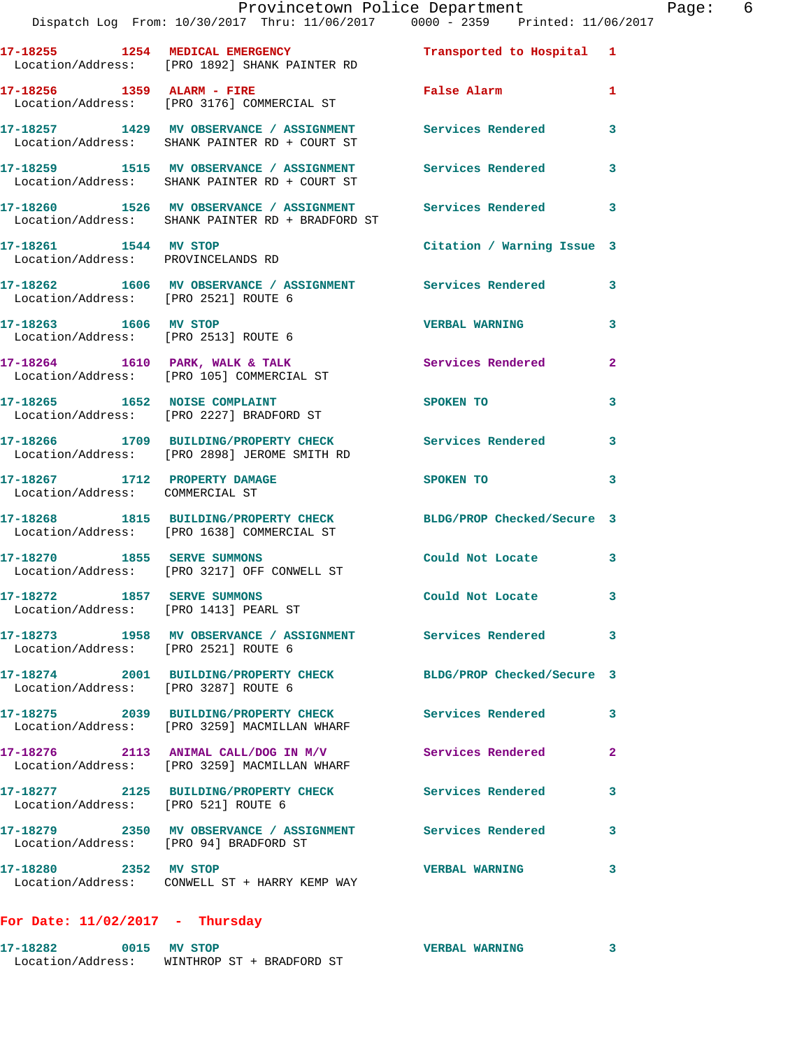17-18255 1254 MEDICAL EMERGENCY Transported to Hospital 1
Location/Address: [PRO 1892] SHANK PAINTER RD

17-18256 1359 ALARM - FIRE False Alarm 1
Location/Address: [PRO 3176] COMMERCIAL ST

17-18257 1429 MV OBSERVANCE / ASSIGNMENT Services Rendered 3
Location/Address: SHANK PAINTER RD + COURT ST

17-18259 1515 MV OBSERVANCE / ASSIGNMENT Services Rendered 3
Location/Address: SHANK PAINTER RD + COURT ST

17-18260 1526 MV OBSERVANCE / ASSIGNMENT Services Rendered 3
Location/Address: SHANK PAINTER RD + BRADFORD ST

17-18261 1544 MV STOP Citation / Warning Issue 3
Location/Address: PROVINCELANDS RD

17-18262 1606 MV OBSERVANCE / ASSIGNMENT Services Rendered 3
Location/Address: [PRO 2521] ROUTE 6

17-18263 1606 MV STOP VERBAL WARNING 3
Location/Address: [PRO 2513] ROUTE 6

17-18264 1610 PARK, WALK & TALK Services Rendered 2
Location/Address: [PRO 105] COMMERCIAL ST

17-18265 1652 NOISE COMPLAINT SPOKEN TO 3
Location/Address: [PRO 2227] BRADFORD ST

17-18266 1709 BUILDING/PROPERTY CHECK Services Rendered 3
Location/Address: [PRO 2898] JEROME SMITH RD

17-18267 1712 PROPERTY DAMAGE SPOKEN TO 3
Location/Address: COMMERCIAL ST

17-18268 1815 BUILDING/PROPERTY CHECK BLDG/PROP Checked/Secure 3
Location/Address: [PRO 1638] COMMERCIAL ST

17-18270 1855 SERVE SUMMONS Could Not Locate 3
Location/Address: [PRO 3217] OFF CONWELL ST

17-18272 1857 SERVE SUMMONS Could Not Locate 3
Location/Address: [PRO 1413] PEARL ST

17-18273 1958 MV OBSERVANCE / ASSIGNMENT Services Rendered 3
Location/Address: [PRO 2521] ROUTE 6

17-18274 2001 BUILDING/PROPERTY CHECK BLDG/PROP Checked/Secure 3
Location/Address: [PRO 3287] ROUTE 6

17-18275 2039 BUILDING/PROPERTY CHECK Services Rendered 3
Location/Address: [PRO 3259] MACMILLAN WHARF

17-18276 2113 ANIMAL CALL/DOG IN M/V Services Rendered 2
Location/Address: [PRO 3259] MACMILLAN WHARF

17-18277 2125 BUILDING/PROPERTY CHECK Services Rendered 3
Location/Address: [PRO 521] ROUTE 6

17-18279 2350 MV OBSERVANCE / ASSIGNMENT Services Rendered 3
Location/Address: [PRO 94] BRADFORD ST

17-18280 2352 MV STOP VERBAL WARNING 3
Location/Address: CONWELL ST + HARRY KEMP WAY

**For Date: 11/02/2017 - Thursday**

17-18282 0015 MV STOP VERBAL WARNING 3
Location/Address: WINTHROP ST + BRADFORD ST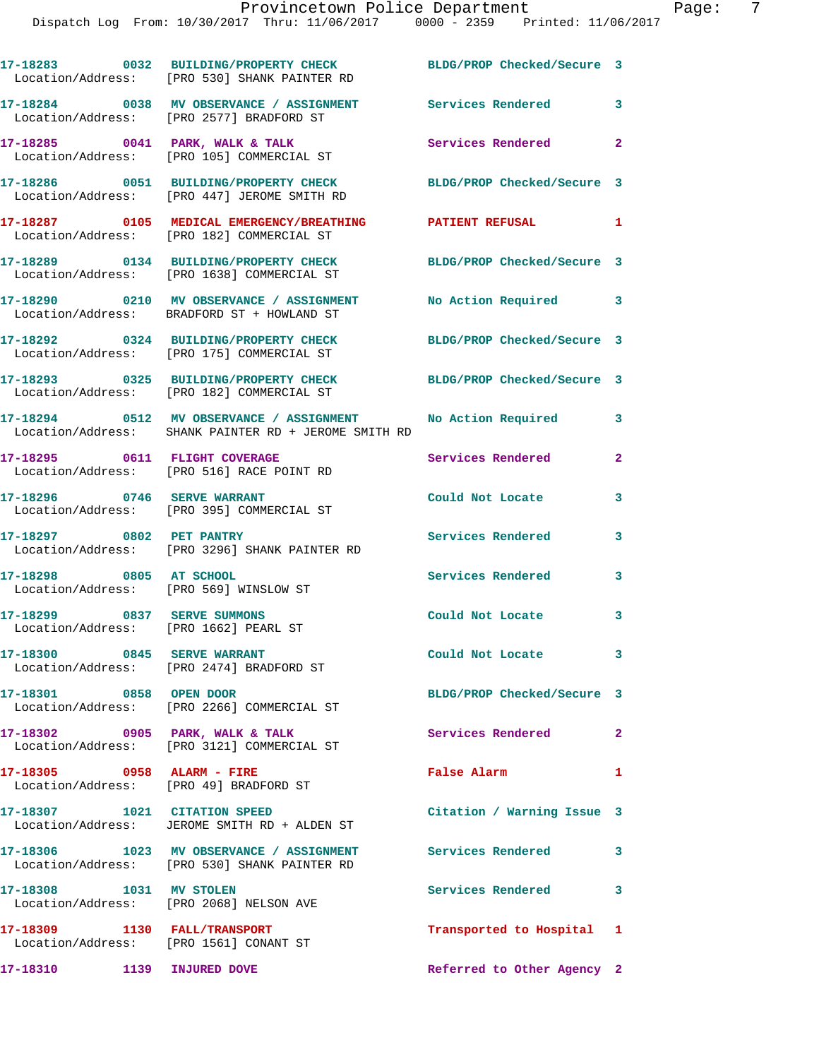17-18283 0032 BUILDING/PROPERTY CHECK BLDG/PROP Checked/Secure 3
Location/Address: [PRO 530] SHANK PAINTER RD

17-18284 0038 MV OBSERVANCE / ASSIGNMENT Services Rendered 3
Location/Address: [PRO 2577] BRADFORD ST

17-18285 0041 PARK, WALK & TALK Services Rendered 2
Location/Address: [PRO 105] COMMERCIAL ST

17-18286 0051 BUILDING/PROPERTY CHECK BLDG/PROP Checked/Secure 3
Location/Address: [PRO 447] JEROME SMITH RD

17-18287 0105 MEDICAL EMERGENCY/BREATHING PATIENT REFUSAL 1
Location/Address: [PRO 182] COMMERCIAL ST

17-18289 0134 BUILDING/PROPERTY CHECK BLDG/PROP Checked/Secure 3
Location/Address: [PRO 1638] COMMERCIAL ST

17-18290 0210 MV OBSERVANCE / ASSIGNMENT No Action Required 3
Location/Address: BRADFORD ST + HOWLAND ST

17-18292 0324 BUILDING/PROPERTY CHECK BLDG/PROP Checked/Secure 3
Location/Address: [PRO 175] COMMERCIAL ST

17-18293 0325 BUILDING/PROPERTY CHECK BLDG/PROP Checked/Secure 3
Location/Address: [PRO 182] COMMERCIAL ST

17-18294 0512 MV OBSERVANCE / ASSIGNMENT No Action Required 3
Location/Address: SHANK PAINTER RD + JEROME SMITH RD

17-18295 0611 FLIGHT COVERAGE Services Rendered 2
Location/Address: [PRO 516] RACE POINT RD

17-18296 0746 SERVE WARRANT Could Not Locate 3
Location/Address: [PRO 395] COMMERCIAL ST

17-18297 0802 PET PANTRY Services Rendered 3
Location/Address: [PRO 3296] SHANK PAINTER RD

17-18298 0805 AT SCHOOL Services Rendered 3
Location/Address: [PRO 569] WINSLOW ST

17-18299 0837 SERVE SUMMONS Could Not Locate 3
Location/Address: [PRO 1662] PEARL ST

17-18300 0845 SERVE WARRANT Could Not Locate 3
Location/Address: [PRO 2474] BRADFORD ST

17-18301 0858 OPEN DOOR BLDG/PROP Checked/Secure 3
Location/Address: [PRO 2266] COMMERCIAL ST

17-18302 0905 PARK, WALK & TALK Services Rendered 2
Location/Address: [PRO 3121] COMMERCIAL ST

17-18305 0958 ALARM - FIRE False Alarm 1
Location/Address: [PRO 49] BRADFORD ST

17-18307 1021 CITATION SPEED Citation / Warning Issue 3
Location/Address: JEROME SMITH RD + ALDEN ST

17-18306 1023 MV OBSERVANCE / ASSIGNMENT Services Rendered 3
Location/Address: [PRO 530] SHANK PAINTER RD

17-18308 1031 MV STOLEN Services Rendered 3
Location/Address: [PRO 2068] NELSON AVE

17-18309 1130 FALL/TRANSPORT Transported to Hospital 1
Location/Address: [PRO 1561] CONANT ST

17-18310 1139 INJURED DOVE Referred to Other Agency 2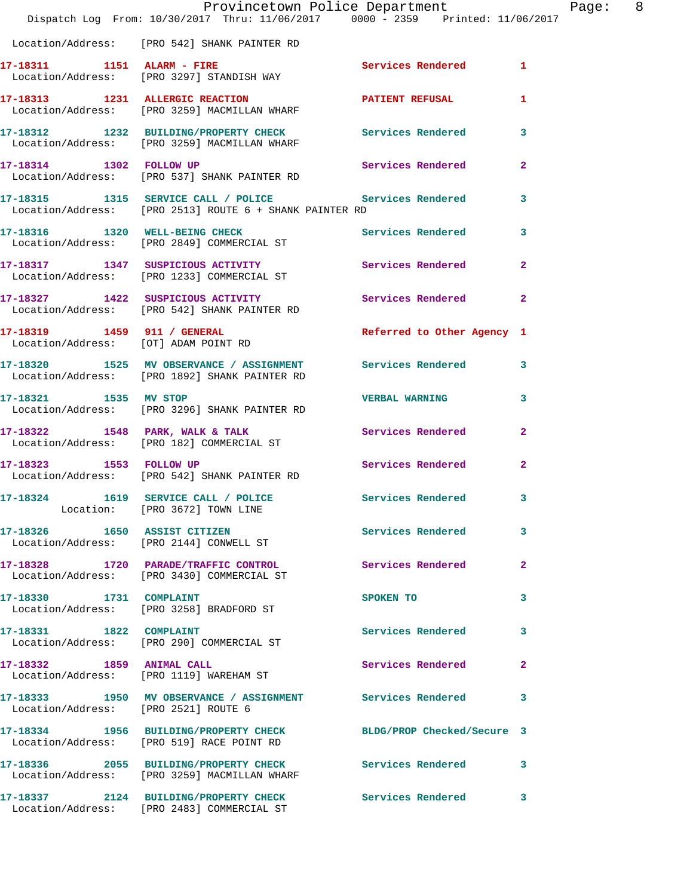Location/Address: [PRO 542] SHANK PAINTER RD

| Call # | Time | Call Type | Disposition | Priority |
|---|---|---|---|---|
| 17-18311 | 1151 | ALARM - FIRE | Services Rendered | 1 |
| | | Location/Address: [PRO 3297] STANDISH WAY | | |
| 17-18313 | 1231 | ALLERGIC REACTION | PATIENT REFUSAL | 1 |
| | | Location/Address: [PRO 3259] MACMILLAN WHARF | | |
| 17-18312 | 1232 | BUILDING/PROPERTY CHECK | Services Rendered | 3 |
| | | Location/Address: [PRO 3259] MACMILLAN WHARF | | |
| 17-18314 | 1302 | FOLLOW UP | Services Rendered | 2 |
| | | Location/Address: [PRO 537] SHANK PAINTER RD | | |
| 17-18315 | 1315 | SERVICE CALL / POLICE | Services Rendered | 3 |
| | | Location/Address: [PRO 2513] ROUTE 6 + SHANK PAINTER RD | | |
| 17-18316 | 1320 | WELL-BEING CHECK | Services Rendered | 3 |
| | | Location/Address: [PRO 2849] COMMERCIAL ST | | |
| 17-18317 | 1347 | SUSPICIOUS ACTIVITY | Services Rendered | 2 |
| | | Location/Address: [PRO 1233] COMMERCIAL ST | | |
| 17-18327 | 1422 | SUSPICIOUS ACTIVITY | Services Rendered | 2 |
| | | Location/Address: [PRO 542] SHANK PAINTER RD | | |
| 17-18319 | 1459 | 911 / GENERAL | Referred to Other Agency | 1 |
| | | Location/Address: [OT] ADAM POINT RD | | |
| 17-18320 | 1525 | MV OBSERVANCE / ASSIGNMENT | Services Rendered | 3 |
| | | Location/Address: [PRO 1892] SHANK PAINTER RD | | |
| 17-18321 | 1535 | MV STOP | VERBAL WARNING | 3 |
| | | Location/Address: [PRO 3296] SHANK PAINTER RD | | |
| 17-18322 | 1548 | PARK, WALK & TALK | Services Rendered | 2 |
| | | Location/Address: [PRO 182] COMMERCIAL ST | | |
| 17-18323 | 1553 | FOLLOW UP | Services Rendered | 2 |
| | | Location/Address: [PRO 542] SHANK PAINTER RD | | |
| 17-18324 | 1619 | SERVICE CALL / POLICE | Services Rendered | 3 |
| | | Location: [PRO 3672] TOWN LINE | | |
| 17-18326 | 1650 | ASSIST CITIZEN | Services Rendered | 3 |
| | | Location/Address: [PRO 2144] CONWELL ST | | |
| 17-18328 | 1720 | PARADE/TRAFFIC CONTROL | Services Rendered | 2 |
| | | Location/Address: [PRO 3430] COMMERCIAL ST | | |
| 17-18330 | 1731 | COMPLAINT | SPOKEN TO | 3 |
| | | Location/Address: [PRO 3258] BRADFORD ST | | |
| 17-18331 | 1822 | COMPLAINT | Services Rendered | 3 |
| | | Location/Address: [PRO 290] COMMERCIAL ST | | |
| 17-18332 | 1859 | ANIMAL CALL | Services Rendered | 2 |
| | | Location/Address: [PRO 1119] WAREHAM ST | | |
| 17-18333 | 1950 | MV OBSERVANCE / ASSIGNMENT | Services Rendered | 3 |
| | | Location/Address: [PRO 2521] ROUTE 6 | | |
| 17-18334 | 1956 | BUILDING/PROPERTY CHECK | BLDG/PROP Checked/Secure | 3 |
| | | Location/Address: [PRO 519] RACE POINT RD | | |
| 17-18336 | 2055 | BUILDING/PROPERTY CHECK | Services Rendered | 3 |
| | | Location/Address: [PRO 3259] MACMILLAN WHARF | | |
| 17-18337 | 2124 | BUILDING/PROPERTY CHECK | Services Rendered | 3 |
| | | Location/Address: [PRO 2483] COMMERCIAL ST | | |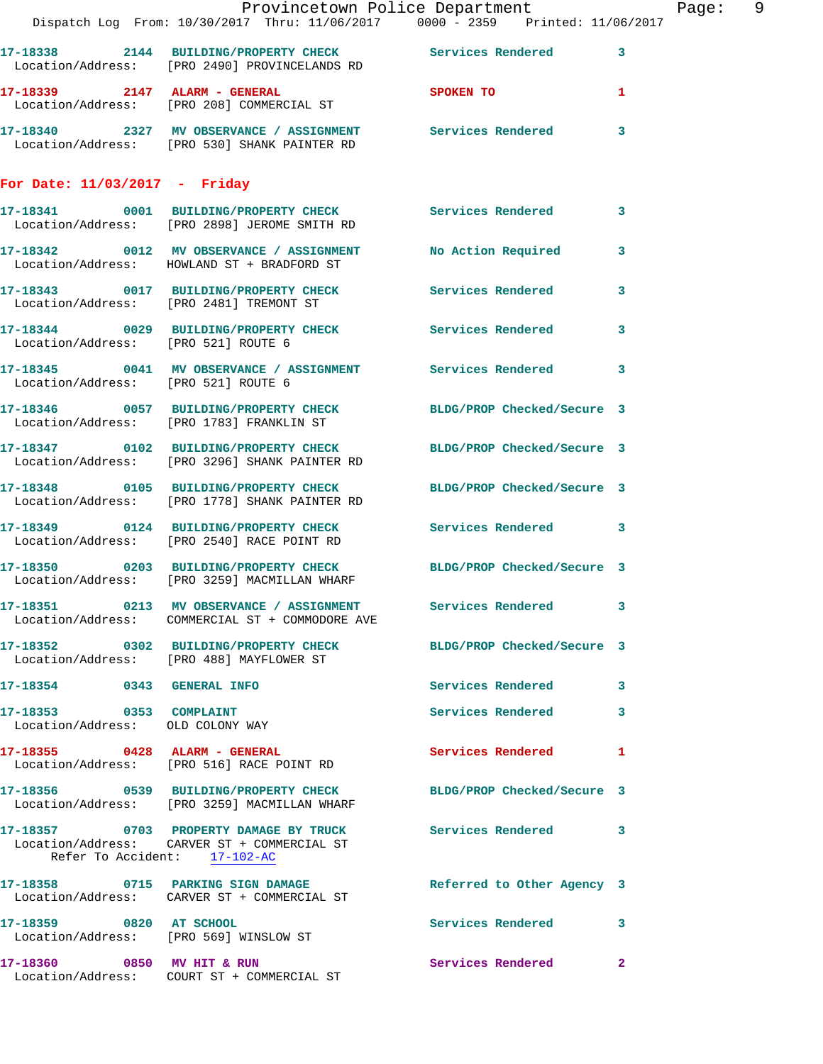17-18338 2144 BUILDING/PROPERTY CHECK Services Rendered 3
Location/Address: [PRO 2490] PROVINCELANDS RD

17-18339 2147 ALARM - GENERAL SPOKEN TO 1
Location/Address: [PRO 208] COMMERCIAL ST

17-18340 2327 MV OBSERVANCE / ASSIGNMENT Services Rendered 3
Location/Address: [PRO 530] SHANK PAINTER RD

## For Date: 11/03/2017 - Friday

17-18341 0001 BUILDING/PROPERTY CHECK Services Rendered 3
Location/Address: [PRO 2898] JEROME SMITH RD

17-18342 0012 MV OBSERVANCE / ASSIGNMENT No Action Required 3
Location/Address: HOWLAND ST + BRADFORD ST

17-18343 0017 BUILDING/PROPERTY CHECK Services Rendered 3
Location/Address: [PRO 2481] TREMONT ST

17-18344 0029 BUILDING/PROPERTY CHECK Services Rendered 3
Location/Address: [PRO 521] ROUTE 6

17-18345 0041 MV OBSERVANCE / ASSIGNMENT Services Rendered 3
Location/Address: [PRO 521] ROUTE 6

17-18346 0057 BUILDING/PROPERTY CHECK BLDG/PROP Checked/Secure 3
Location/Address: [PRO 1783] FRANKLIN ST

17-18347 0102 BUILDING/PROPERTY CHECK BLDG/PROP Checked/Secure 3
Location/Address: [PRO 3296] SHANK PAINTER RD

17-18348 0105 BUILDING/PROPERTY CHECK BLDG/PROP Checked/Secure 3
Location/Address: [PRO 1778] SHANK PAINTER RD

17-18349 0124 BUILDING/PROPERTY CHECK Services Rendered 3
Location/Address: [PRO 2540] RACE POINT RD

17-18350 0203 BUILDING/PROPERTY CHECK BLDG/PROP Checked/Secure 3
Location/Address: [PRO 3259] MACMILLAN WHARF

17-18351 0213 MV OBSERVANCE / ASSIGNMENT Services Rendered 3
Location/Address: COMMERCIAL ST + COMMODORE AVE

17-18352 0302 BUILDING/PROPERTY CHECK BLDG/PROP Checked/Secure 3
Location/Address: [PRO 488] MAYFLOWER ST

17-18354 0343 GENERAL INFO Services Rendered 3

17-18353 0353 COMPLAINT Services Rendered 3
Location/Address: OLD COLONY WAY

17-18355 0428 ALARM - GENERAL Services Rendered 1
Location/Address: [PRO 516] RACE POINT RD

17-18356 0539 BUILDING/PROPERTY CHECK BLDG/PROP Checked/Secure 3
Location/Address: [PRO 3259] MACMILLAN WHARF

17-18357 0703 PROPERTY DAMAGE BY TRUCK Services Rendered 3
Location/Address: CARVER ST + COMMERCIAL ST
Refer To Accident: 17-102-AC

17-18358 0715 PARKING SIGN DAMAGE Referred to Other Agency 3
Location/Address: CARVER ST + COMMERCIAL ST

17-18359 0820 AT SCHOOL Services Rendered 3
Location/Address: [PRO 569] WINSLOW ST

17-18360 0850 MV HIT & RUN Services Rendered 2
Location/Address: COURT ST + COMMERCIAL ST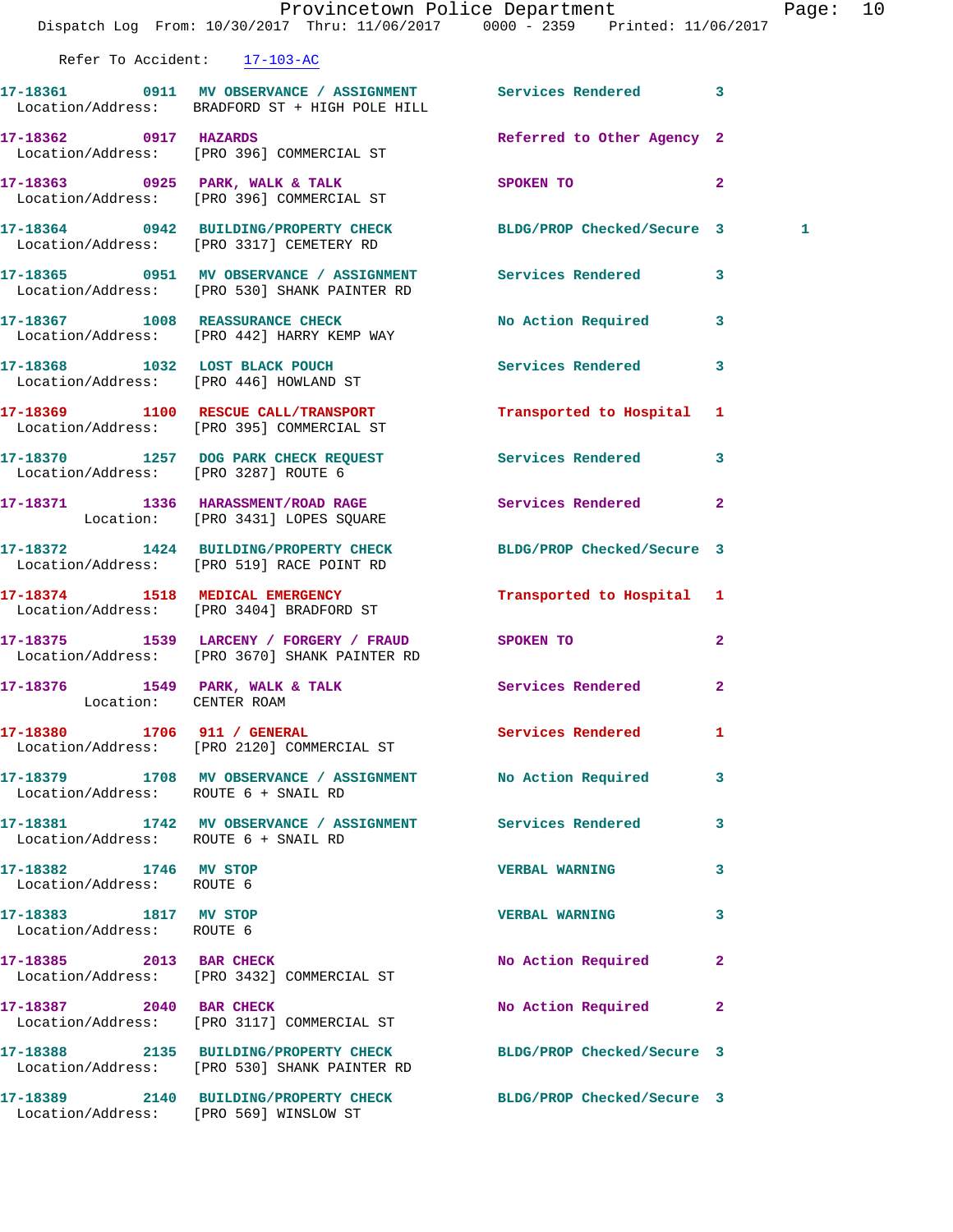Refer To Accident: 17-103-AC

| Call # | Time | Call Type | Action | Priority | |
|---|---|---|---|---|---|
| 17-18361 | 0911 | MV OBSERVANCE / ASSIGNMENT | Services Rendered | 3 | |
| Location/Address: | | BRADFORD ST + HIGH POLE HILL | | | |
| 17-18362 | 0917 | HAZARDS | Referred to Other Agency | 2 | |
| Location/Address: | | [PRO 396] COMMERCIAL ST | | | |
| 17-18363 | 0925 | PARK, WALK & TALK | SPOKEN TO | 2 | |
| Location/Address: | | [PRO 396] COMMERCIAL ST | | | |
| 17-18364 | 0942 | BUILDING/PROPERTY CHECK | BLDG/PROP Checked/Secure | 3 | 1 |
| Location/Address: | | [PRO 3317] CEMETERY RD | | | |
| 17-18365 | 0951 | MV OBSERVANCE / ASSIGNMENT | Services Rendered | 3 | |
| Location/Address: | | [PRO 530] SHANK PAINTER RD | | | |
| 17-18367 | 1008 | REASSURANCE CHECK | No Action Required | 3 | |
| Location/Address: | | [PRO 442] HARRY KEMP WAY | | | |
| 17-18368 | 1032 | LOST BLACK POUCH | Services Rendered | 3 | |
| Location/Address: | | [PRO 446] HOWLAND ST | | | |
| 17-18369 | 1100 | RESCUE CALL/TRANSPORT | Transported to Hospital | 1 | |
| Location/Address: | | [PRO 395] COMMERCIAL ST | | | |
| 17-18370 | 1257 | DOG PARK CHECK REQUEST | Services Rendered | 3 | |
| Location/Address: | | [PRO 3287] ROUTE 6 | | | |
| 17-18371 | 1336 | HARASSMENT/ROAD RAGE | Services Rendered | 2 | |
| Location: | | [PRO 3431] LOPES SQUARE | | | |
| 17-18372 | 1424 | BUILDING/PROPERTY CHECK | BLDG/PROP Checked/Secure | 3 | |
| Location/Address: | | [PRO 519] RACE POINT RD | | | |
| 17-18374 | 1518 | MEDICAL EMERGENCY | Transported to Hospital | 1 | |
| Location/Address: | | [PRO 3404] BRADFORD ST | | | |
| 17-18375 | 1539 | LARCENY / FORGERY / FRAUD | SPOKEN TO | 2 | |
| Location/Address: | | [PRO 3670] SHANK PAINTER RD | | | |
| 17-18376 | 1549 | PARK, WALK & TALK | Services Rendered | 2 | |
| Location: | | CENTER ROAM | | | |
| 17-18380 | 1706 | 911 / GENERAL | Services Rendered | 1 | |
| Location/Address: | | [PRO 2120] COMMERCIAL ST | | | |
| 17-18379 | 1708 | MV OBSERVANCE / ASSIGNMENT | No Action Required | 3 | |
| Location/Address: | | ROUTE 6 + SNAIL RD | | | |
| 17-18381 | 1742 | MV OBSERVANCE / ASSIGNMENT | Services Rendered | 3 | |
| Location/Address: | | ROUTE 6 + SNAIL RD | | | |
| 17-18382 | 1746 | MV STOP | VERBAL WARNING | 3 | |
| Location/Address: | | ROUTE 6 | | | |
| 17-18383 | 1817 | MV STOP | VERBAL WARNING | 3 | |
| Location/Address: | | ROUTE 6 | | | |
| 17-18385 | 2013 | BAR CHECK | No Action Required | 2 | |
| Location/Address: | | [PRO 3432] COMMERCIAL ST | | | |
| 17-18387 | 2040 | BAR CHECK | No Action Required | 2 | |
| Location/Address: | | [PRO 3117] COMMERCIAL ST | | | |
| 17-18388 | 2135 | BUILDING/PROPERTY CHECK | BLDG/PROP Checked/Secure | 3 | |
| Location/Address: | | [PRO 530] SHANK PAINTER RD | | | |
| 17-18389 | 2140 | BUILDING/PROPERTY CHECK | BLDG/PROP Checked/Secure | 3 | |
| Location/Address: | | [PRO 569] WINSLOW ST | | | |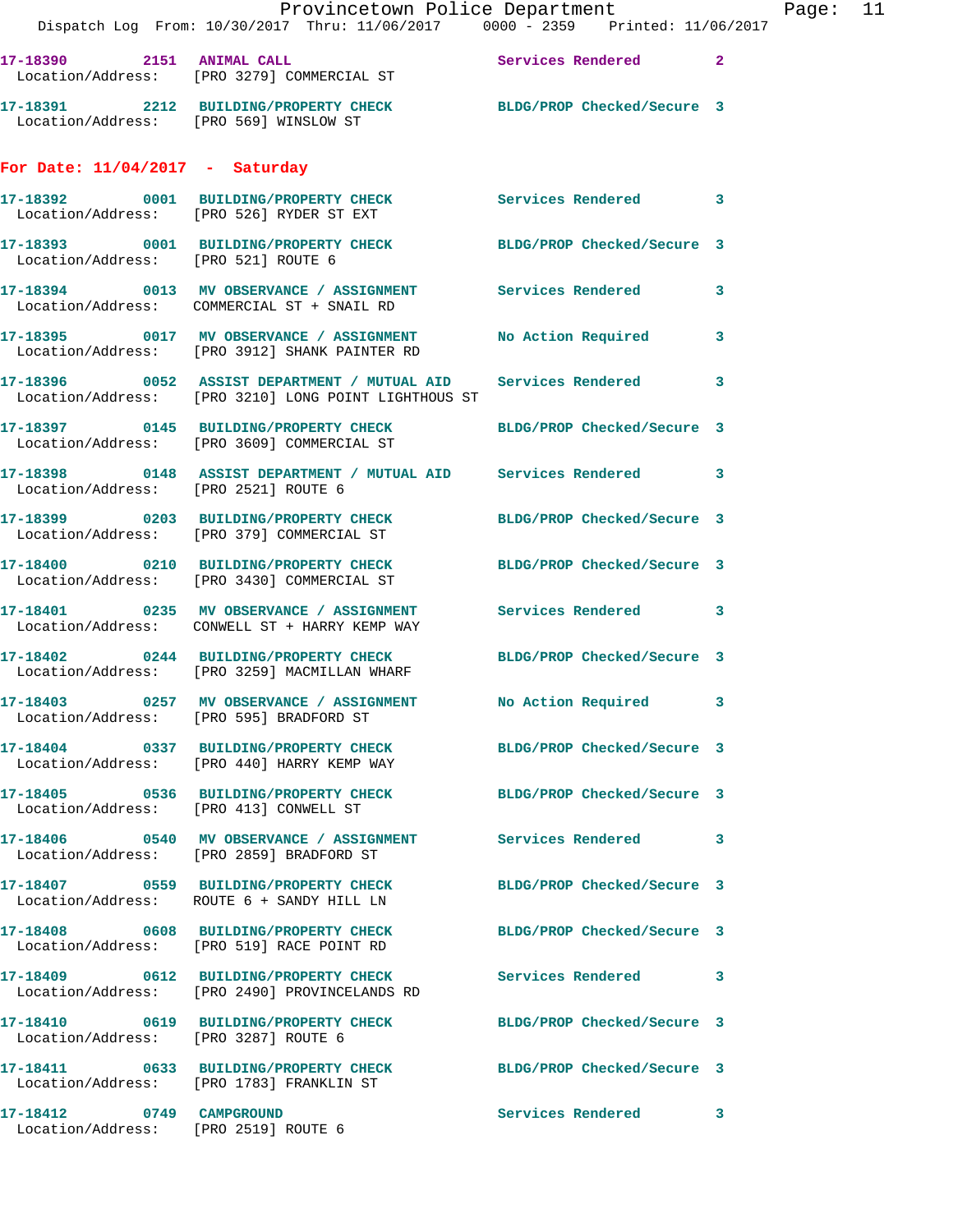17-18390 2151 ANIMAL CALL Services Rendered 2
Location/Address: [PRO 3279] COMMERCIAL ST

17-18391 2212 BUILDING/PROPERTY CHECK BLDG/PROP Checked/Secure 3
Location/Address: [PRO 569] WINSLOW ST

**For Date: 11/04/2017 - Saturday**

17-18392 0001 BUILDING/PROPERTY CHECK Services Rendered 3
Location/Address: [PRO 526] RYDER ST EXT

17-18393 0001 BUILDING/PROPERTY CHECK BLDG/PROP Checked/Secure 3
Location/Address: [PRO 521] ROUTE 6

17-18394 0013 MV OBSERVANCE / ASSIGNMENT Services Rendered 3
Location/Address: COMMERCIAL ST + SNAIL RD

17-18395 0017 MV OBSERVANCE / ASSIGNMENT No Action Required 3
Location/Address: [PRO 3912] SHANK PAINTER RD

17-18396 0052 ASSIST DEPARTMENT / MUTUAL AID Services Rendered 3
Location/Address: [PRO 3210] LONG POINT LIGHTHOUS ST

17-18397 0145 BUILDING/PROPERTY CHECK BLDG/PROP Checked/Secure 3
Location/Address: [PRO 3609] COMMERCIAL ST

17-18398 0148 ASSIST DEPARTMENT / MUTUAL AID Services Rendered 3
Location/Address: [PRO 2521] ROUTE 6

17-18399 0203 BUILDING/PROPERTY CHECK BLDG/PROP Checked/Secure 3
Location/Address: [PRO 379] COMMERCIAL ST

17-18400 0210 BUILDING/PROPERTY CHECK BLDG/PROP Checked/Secure 3
Location/Address: [PRO 3430] COMMERCIAL ST

17-18401 0235 MV OBSERVANCE / ASSIGNMENT Services Rendered 3
Location/Address: CONWELL ST + HARRY KEMP WAY

17-18402 0244 BUILDING/PROPERTY CHECK BLDG/PROP Checked/Secure 3
Location/Address: [PRO 3259] MACMILLAN WHARF

17-18403 0257 MV OBSERVANCE / ASSIGNMENT No Action Required 3
Location/Address: [PRO 595] BRADFORD ST

17-18404 0337 BUILDING/PROPERTY CHECK BLDG/PROP Checked/Secure 3
Location/Address: [PRO 440] HARRY KEMP WAY

17-18405 0536 BUILDING/PROPERTY CHECK BLDG/PROP Checked/Secure 3
Location/Address: [PRO 413] CONWELL ST

17-18406 0540 MV OBSERVANCE / ASSIGNMENT Services Rendered 3
Location/Address: [PRO 2859] BRADFORD ST

17-18407 0559 BUILDING/PROPERTY CHECK BLDG/PROP Checked/Secure 3
Location/Address: ROUTE 6 + SANDY HILL LN

17-18408 0608 BUILDING/PROPERTY CHECK BLDG/PROP Checked/Secure 3
Location/Address: [PRO 519] RACE POINT RD

17-18409 0612 BUILDING/PROPERTY CHECK Services Rendered 3
Location/Address: [PRO 2490] PROVINCELANDS RD

17-18410 0619 BUILDING/PROPERTY CHECK BLDG/PROP Checked/Secure 3
Location/Address: [PRO 3287] ROUTE 6

17-18411 0633 BUILDING/PROPERTY CHECK BLDG/PROP Checked/Secure 3
Location/Address: [PRO 1783] FRANKLIN ST

17-18412 0749 CAMPGROUND Services Rendered 3
Location/Address: [PRO 2519] ROUTE 6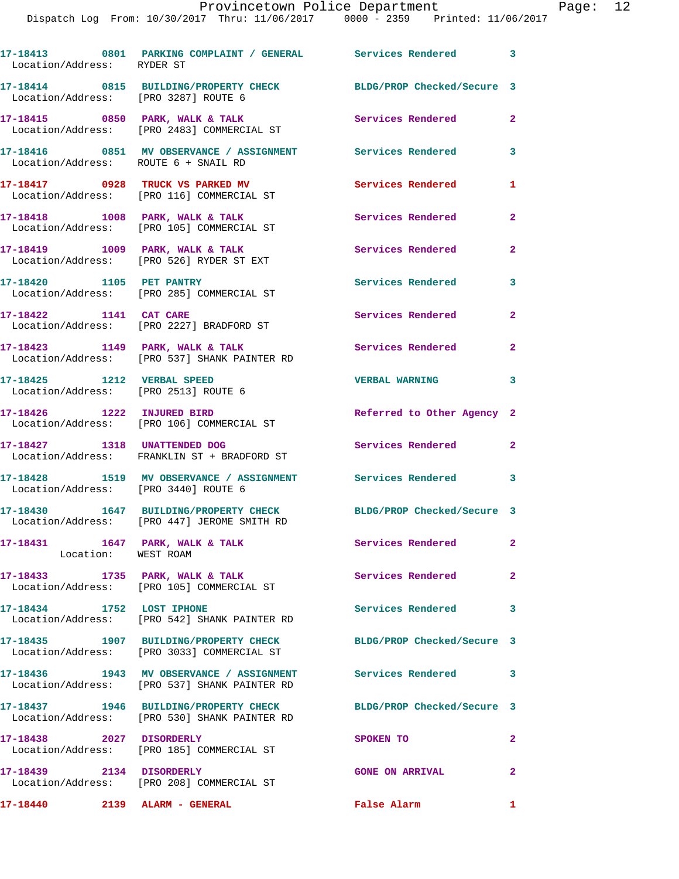| Call # | Time | Call Reason | Action | Priority |
|---|---|---|---|---|
| 17-18413 | 0801 | PARKING COMPLAINT / GENERAL | Services Rendered | 3 |
| Location/Address: RYDER ST | | | | |
| 17-18414 | 0815 | BUILDING/PROPERTY CHECK | BLDG/PROP Checked/Secure | 3 |
| Location/Address: [PRO 3287] ROUTE 6 | | | | |
| 17-18415 | 0850 | PARK, WALK & TALK | Services Rendered | 2 |
| Location/Address: [PRO 2483] COMMERCIAL ST | | | | |
| 17-18416 | 0851 | MV OBSERVANCE / ASSIGNMENT | Services Rendered | 3 |
| Location/Address: ROUTE 6 + SNAIL RD | | | | |
| 17-18417 | 0928 | TRUCK VS PARKED MV | Services Rendered | 1 |
| Location/Address: [PRO 116] COMMERCIAL ST | | | | |
| 17-18418 | 1008 | PARK, WALK & TALK | Services Rendered | 2 |
| Location/Address: [PRO 105] COMMERCIAL ST | | | | |
| 17-18419 | 1009 | PARK, WALK & TALK | Services Rendered | 2 |
| Location/Address: [PRO 526] RYDER ST EXT | | | | |
| 17-18420 | 1105 | PET PANTRY | Services Rendered | 3 |
| Location/Address: [PRO 285] COMMERCIAL ST | | | | |
| 17-18422 | 1141 | CAT CARE | Services Rendered | 2 |
| Location/Address: [PRO 2227] BRADFORD ST | | | | |
| 17-18423 | 1149 | PARK, WALK & TALK | Services Rendered | 2 |
| Location/Address: [PRO 537] SHANK PAINTER RD | | | | |
| 17-18425 | 1212 | VERBAL SPEED | VERBAL WARNING | 3 |
| Location/Address: [PRO 2513] ROUTE 6 | | | | |
| 17-18426 | 1222 | INJURED BIRD | Referred to Other Agency | 2 |
| Location/Address: [PRO 106] COMMERCIAL ST | | | | |
| 17-18427 | 1318 | UNATTENDED DOG | Services Rendered | 2 |
| Location/Address: FRANKLIN ST + BRADFORD ST | | | | |
| 17-18428 | 1519 | MV OBSERVANCE / ASSIGNMENT | Services Rendered | 3 |
| Location/Address: [PRO 3440] ROUTE 6 | | | | |
| 17-18430 | 1647 | BUILDING/PROPERTY CHECK | BLDG/PROP Checked/Secure | 3 |
| Location/Address: [PRO 447] JEROME SMITH RD | | | | |
| 17-18431 | 1647 | PARK, WALK & TALK | Services Rendered | 2 |
| Location: WEST ROAM | | | | |
| 17-18433 | 1735 | PARK, WALK & TALK | Services Rendered | 2 |
| Location/Address: [PRO 105] COMMERCIAL ST | | | | |
| 17-18434 | 1752 | LOST IPHONE | Services Rendered | 3 |
| Location/Address: [PRO 542] SHANK PAINTER RD | | | | |
| 17-18435 | 1907 | BUILDING/PROPERTY CHECK | BLDG/PROP Checked/Secure | 3 |
| Location/Address: [PRO 3033] COMMERCIAL ST | | | | |
| 17-18436 | 1943 | MV OBSERVANCE / ASSIGNMENT | Services Rendered | 3 |
| Location/Address: [PRO 537] SHANK PAINTER RD | | | | |
| 17-18437 | 1946 | BUILDING/PROPERTY CHECK | BLDG/PROP Checked/Secure | 3 |
| Location/Address: [PRO 530] SHANK PAINTER RD | | | | |
| 17-18438 | 2027 | DISORDERLY | SPOKEN TO | 2 |
| Location/Address: [PRO 185] COMMERCIAL ST | | | | |
| 17-18439 | 2134 | DISORDERLY | GONE ON ARRIVAL | 2 |
| Location/Address: [PRO 208] COMMERCIAL ST | | | | |
| 17-18440 | 2139 | ALARM - GENERAL | False Alarm | 1 |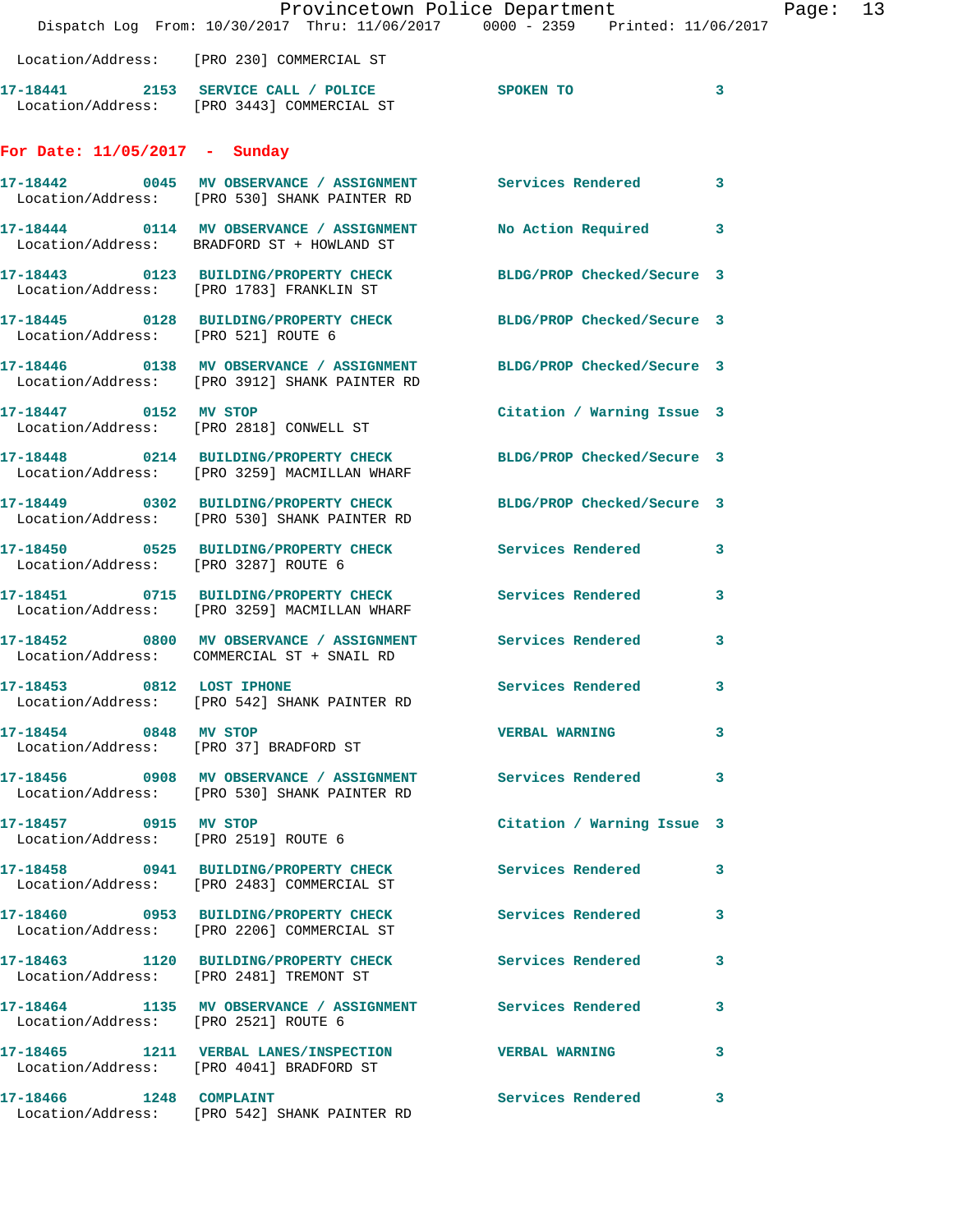Location/Address: [PRO 230] COMMERCIAL ST

**17-18441** 2153 SERVICE CALL / POLICE SPOKEN TO 3
Location/Address: [PRO 3443] COMMERCIAL ST

## For Date: 11/05/2017 - Sunday

**17-18442** 0045 MV OBSERVANCE / ASSIGNMENT Services Rendered 3
Location/Address: [PRO 530] SHANK PAINTER RD

**17-18444** 0114 MV OBSERVANCE / ASSIGNMENT No Action Required 3
Location/Address: BRADFORD ST + HOWLAND ST

**17-18443** 0123 BUILDING/PROPERTY CHECK BLDG/PROP Checked/Secure 3
Location/Address: [PRO 1783] FRANKLIN ST

**17-18445** 0128 BUILDING/PROPERTY CHECK BLDG/PROP Checked/Secure 3
Location/Address: [PRO 521] ROUTE 6

**17-18446** 0138 MV OBSERVANCE / ASSIGNMENT BLDG/PROP Checked/Secure 3
Location/Address: [PRO 3912] SHANK PAINTER RD

**17-18447** 0152 MV STOP Citation / Warning Issue 3
Location/Address: [PRO 2818] CONWELL ST

**17-18448** 0214 BUILDING/PROPERTY CHECK BLDG/PROP Checked/Secure 3
Location/Address: [PRO 3259] MACMILLAN WHARF

**17-18449** 0302 BUILDING/PROPERTY CHECK BLDG/PROP Checked/Secure 3
Location/Address: [PRO 530] SHANK PAINTER RD

**17-18450** 0525 BUILDING/PROPERTY CHECK Services Rendered 3
Location/Address: [PRO 3287] ROUTE 6

**17-18451** 0715 BUILDING/PROPERTY CHECK Services Rendered 3
Location/Address: [PRO 3259] MACMILLAN WHARF

**17-18452** 0800 MV OBSERVANCE / ASSIGNMENT Services Rendered 3
Location/Address: COMMERCIAL ST + SNAIL RD

**17-18453** 0812 LOST IPHONE Services Rendered 3
Location/Address: [PRO 542] SHANK PAINTER RD

**17-18454** 0848 MV STOP VERBAL WARNING 3
Location/Address: [PRO 37] BRADFORD ST

**17-18456** 0908 MV OBSERVANCE / ASSIGNMENT Services Rendered 3
Location/Address: [PRO 530] SHANK PAINTER RD

**17-18457** 0915 MV STOP Citation / Warning Issue 3
Location/Address: [PRO 2519] ROUTE 6

**17-18458** 0941 BUILDING/PROPERTY CHECK Services Rendered 3
Location/Address: [PRO 2483] COMMERCIAL ST

**17-18460** 0953 BUILDING/PROPERTY CHECK Services Rendered 3
Location/Address: [PRO 2206] COMMERCIAL ST

**17-18463** 1120 BUILDING/PROPERTY CHECK Services Rendered 3
Location/Address: [PRO 2481] TREMONT ST

**17-18464** 1135 MV OBSERVANCE / ASSIGNMENT Services Rendered 3
Location/Address: [PRO 2521] ROUTE 6

**17-18465** 1211 VERBAL LANES/INSPECTION VERBAL WARNING 3
Location/Address: [PRO 4041] BRADFORD ST

**17-18466** 1248 COMPLAINT Services Rendered 3
Location/Address: [PRO 542] SHANK PAINTER RD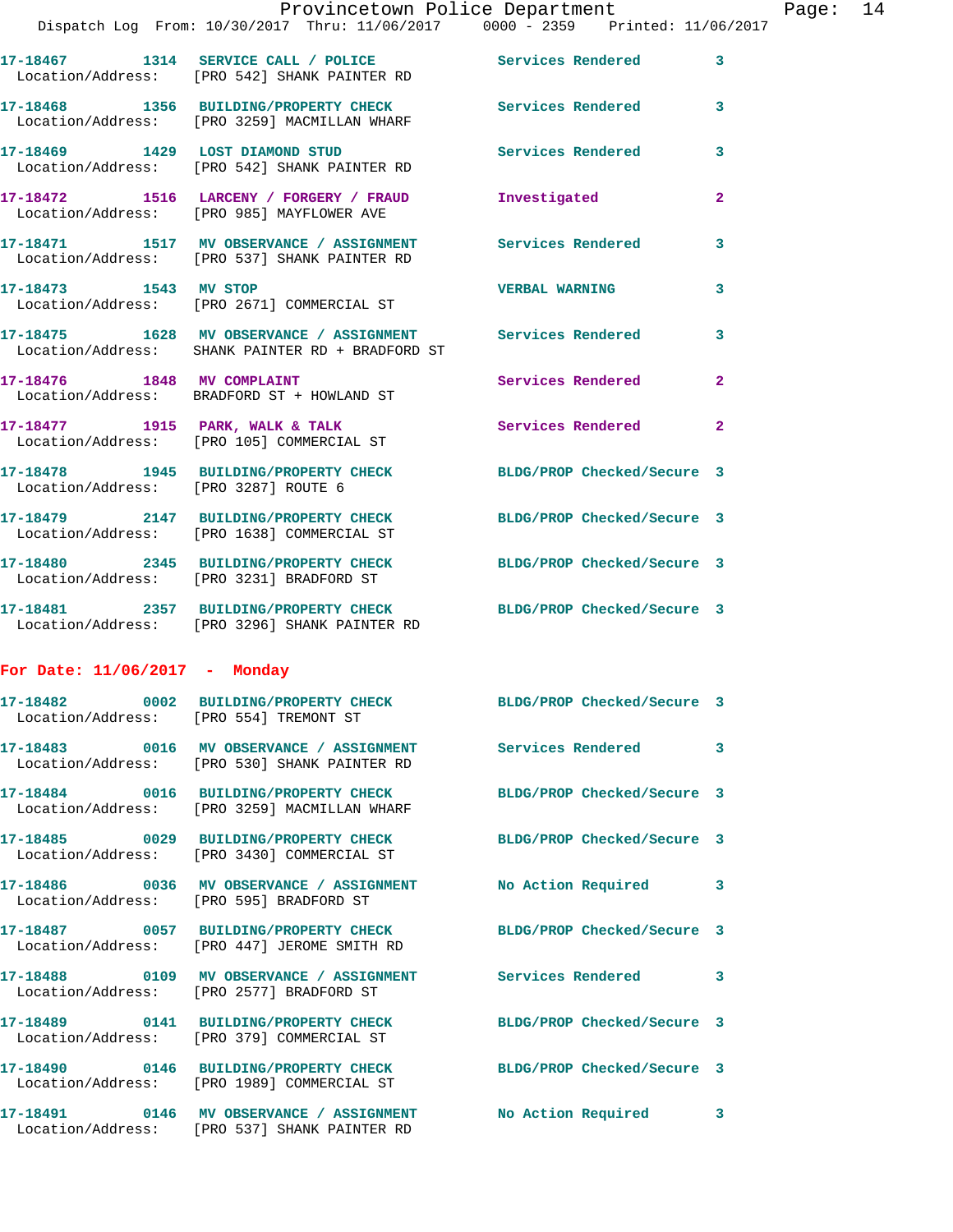17-18467 1314 SERVICE CALL / POLICE Services Rendered 3
Location/Address: [PRO 542] SHANK PAINTER RD

17-18468 1356 BUILDING/PROPERTY CHECK Services Rendered 3
Location/Address: [PRO 3259] MACMILLAN WHARF

17-18469 1429 LOST DIAMOND STUD Services Rendered 3
Location/Address: [PRO 542] SHANK PAINTER RD

17-18472 1516 LARCENY / FORGERY / FRAUD Investigated 2
Location/Address: [PRO 985] MAYFLOWER AVE

17-18471 1517 MV OBSERVANCE / ASSIGNMENT Services Rendered 3
Location/Address: [PRO 537] SHANK PAINTER RD

17-18473 1543 MV STOP VERBAL WARNING 3
Location/Address: [PRO 2671] COMMERCIAL ST

17-18475 1628 MV OBSERVANCE / ASSIGNMENT Services Rendered 3
Location/Address: SHANK PAINTER RD + BRADFORD ST

17-18476 1848 MV COMPLAINT Services Rendered 2
Location/Address: BRADFORD ST + HOWLAND ST

17-18477 1915 PARK, WALK & TALK Services Rendered 2
Location/Address: [PRO 105] COMMERCIAL ST

17-18478 1945 BUILDING/PROPERTY CHECK BLDG/PROP Checked/Secure 3
Location/Address: [PRO 3287] ROUTE 6

17-18479 2147 BUILDING/PROPERTY CHECK BLDG/PROP Checked/Secure 3
Location/Address: [PRO 1638] COMMERCIAL ST

17-18480 2345 BUILDING/PROPERTY CHECK BLDG/PROP Checked/Secure 3
Location/Address: [PRO 3231] BRADFORD ST

17-18481 2357 BUILDING/PROPERTY CHECK BLDG/PROP Checked/Secure 3
Location/Address: [PRO 3296] SHANK PAINTER RD

**For Date: 11/06/2017 - Monday**

17-18482 0002 BUILDING/PROPERTY CHECK BLDG/PROP Checked/Secure 3
Location/Address: [PRO 554] TREMONT ST

17-18483 0016 MV OBSERVANCE / ASSIGNMENT Services Rendered 3
Location/Address: [PRO 530] SHANK PAINTER RD

17-18484 0016 BUILDING/PROPERTY CHECK BLDG/PROP Checked/Secure 3
Location/Address: [PRO 3259] MACMILLAN WHARF

17-18485 0029 BUILDING/PROPERTY CHECK BLDG/PROP Checked/Secure 3
Location/Address: [PRO 3430] COMMERCIAL ST

17-18486 0036 MV OBSERVANCE / ASSIGNMENT No Action Required 3
Location/Address: [PRO 595] BRADFORD ST

17-18487 0057 BUILDING/PROPERTY CHECK BLDG/PROP Checked/Secure 3
Location/Address: [PRO 447] JEROME SMITH RD

17-18488 0109 MV OBSERVANCE / ASSIGNMENT Services Rendered 3
Location/Address: [PRO 2577] BRADFORD ST

17-18489 0141 BUILDING/PROPERTY CHECK BLDG/PROP Checked/Secure 3
Location/Address: [PRO 379] COMMERCIAL ST

17-18490 0146 BUILDING/PROPERTY CHECK BLDG/PROP Checked/Secure 3
Location/Address: [PRO 1989] COMMERCIAL ST

17-18491 0146 MV OBSERVANCE / ASSIGNMENT No Action Required 3
Location/Address: [PRO 537] SHANK PAINTER RD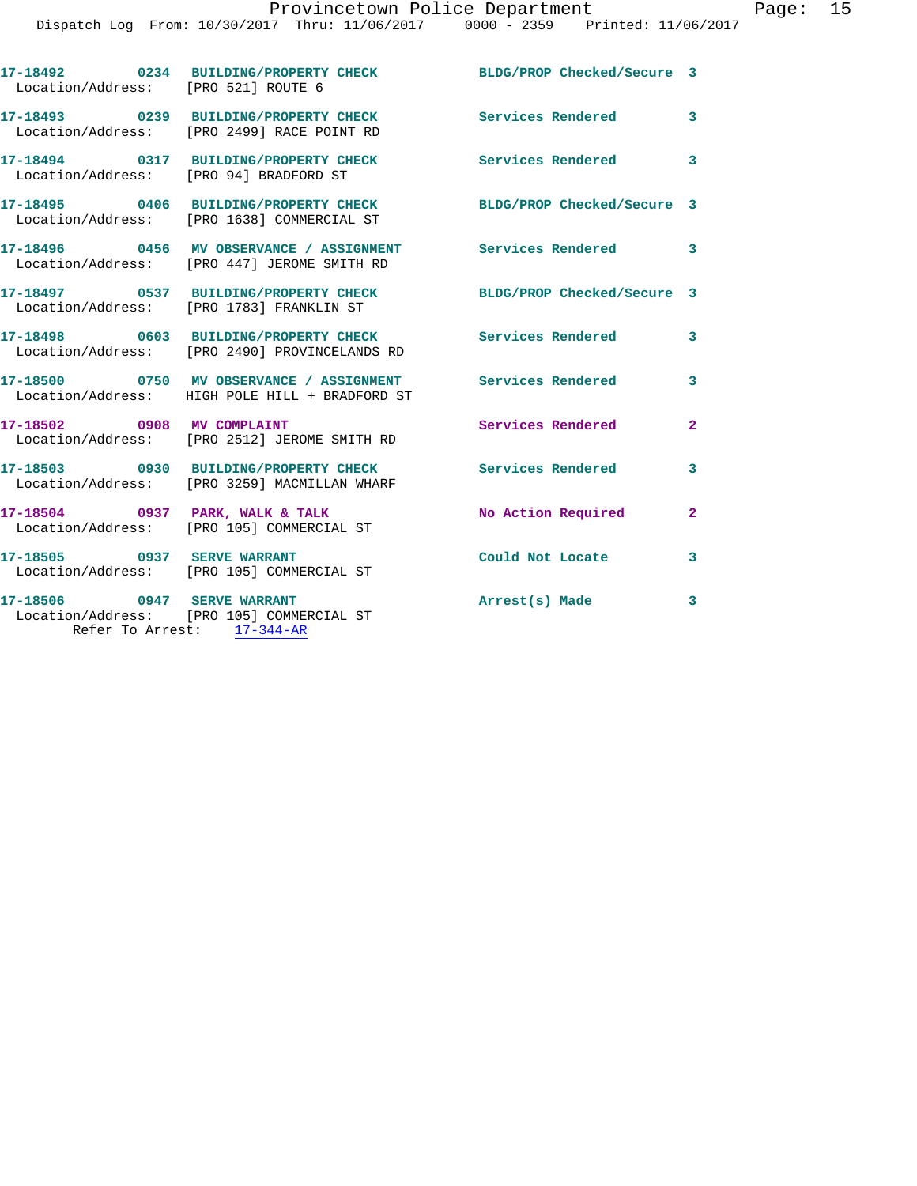17-18492 0234 BUILDING/PROPERTY CHECK BLDG/PROP Checked/Secure 3
Location/Address: [PRO 521] ROUTE 6

17-18493 0239 BUILDING/PROPERTY CHECK Services Rendered 3
Location/Address: [PRO 2499] RACE POINT RD

17-18494 0317 BUILDING/PROPERTY CHECK Services Rendered 3
Location/Address: [PRO 94] BRADFORD ST

17-18495 0406 BUILDING/PROPERTY CHECK BLDG/PROP Checked/Secure 3
Location/Address: [PRO 1638] COMMERCIAL ST

17-18496 0456 MV OBSERVANCE / ASSIGNMENT Services Rendered 3
Location/Address: [PRO 447] JEROME SMITH RD

17-18497 0537 BUILDING/PROPERTY CHECK BLDG/PROP Checked/Secure 3
Location/Address: [PRO 1783] FRANKLIN ST

17-18498 0603 BUILDING/PROPERTY CHECK Services Rendered 3
Location/Address: [PRO 2490] PROVINCELANDS RD

17-18500 0750 MV OBSERVANCE / ASSIGNMENT Services Rendered 3
Location/Address: HIGH POLE HILL + BRADFORD ST

17-18502 0908 MV COMPLAINT Services Rendered 2
Location/Address: [PRO 2512] JEROME SMITH RD

17-18503 0930 BUILDING/PROPERTY CHECK Services Rendered 3
Location/Address: [PRO 3259] MACMILLAN WHARF

17-18504 0937 PARK, WALK & TALK No Action Required 2
Location/Address: [PRO 105] COMMERCIAL ST

17-18505 0937 SERVE WARRANT Could Not Locate 3
Location/Address: [PRO 105] COMMERCIAL ST

17-18506 0947 SERVE WARRANT Arrest(s) Made 3
Location/Address: [PRO 105] COMMERCIAL ST
Refer To Arrest: 17-344-AR